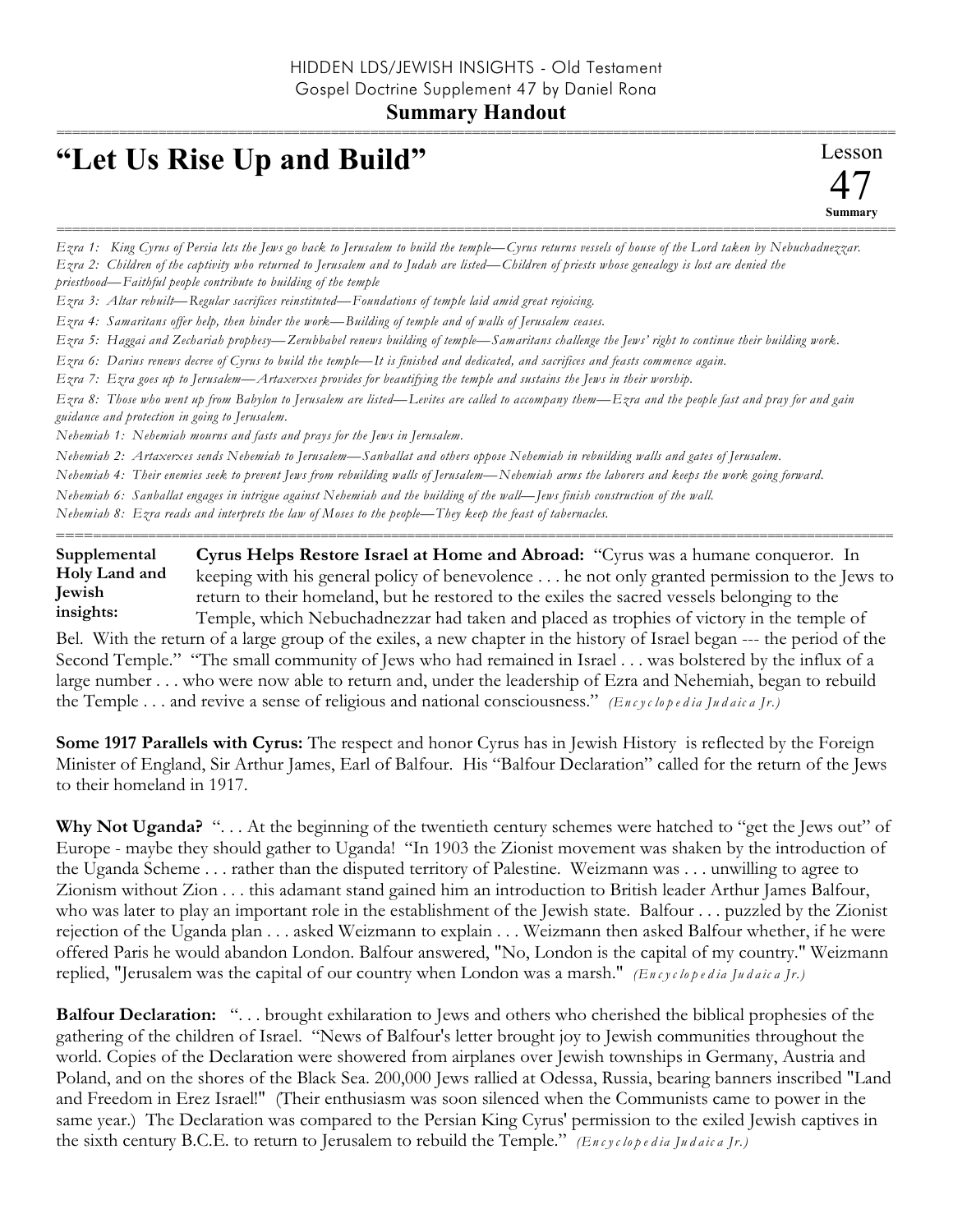HIDDEN LDS/JEWISH INSIGHTS - Old Testament
Gospel Doctrine Supplement 47 by Daniel Rona

**Summary Handout**

# "Let Us Rise Up and Build"

Lesson 47 Summary

*Ezra 1: King Cyrus of Persia lets the Jews go back to Jerusalem to build the temple—Cyrus returns vessels of house of the Lord taken by Nebuchadnezzar.*

*Ezra 2: Children of the captivity who returned to Jerusalem and to Judah are listed—Children of priests whose genealogy is lost are denied the priesthood—Faithful people contribute to building of the temple*

*Ezra 3: Altar rebuilt—Regular sacrifices reinstituted—Foundations of temple laid amid great rejoicing.*

*Ezra 4: Samaritans offer help, then hinder the work—Building of temple and of walls of Jerusalem ceases.*

*Ezra 5: Haggai and Zechariah prophesy—Zerubbabel renews building of temple—Samaritans challenge the Jews' right to continue their building work.*

*Ezra 6: Darius renews decree of Cyrus to build the temple—It is finished and dedicated, and sacrifices and feasts commence again.*

*Ezra 7: Ezra goes up to Jerusalem—Artaxerxes provides for beautifying the temple and sustains the Jews in their worship.*

*Ezra 8: Those who went up from Babylon to Jerusalem are listed—Levites are called to accompany them—Ezra and the people fast and pray for and gain guidance and protection in going to Jerusalem.*

*Nehemiah 1: Nehemiah mourns and fasts and prays for the Jews in Jerusalem.*

*Nehemiah 2: Artaxerxes sends Nehemiah to Jerusalem—Sanballat and others oppose Nehemiah in rebuilding walls and gates of Jerusalem.*

*Nehemiah 4: Their enemies seek to prevent Jews from rebuilding walls of Jerusalem—Nehemiah arms the laborers and keeps the work going forward.*

*Nehemiah 6: Sanballat engages in intrigue against Nehemiah and the building of the wall—Jews finish construction of the wall.*

*Nehemiah 8: Ezra reads and interprets the law of Moses to the people—They keep the feast of tabernacles.*

**Supplemental Holy Land and Jewish insights:**

**Cyrus Helps Restore Israel at Home and Abroad:** "Cyrus was a humane conqueror. In keeping with his general policy of benevolence . . . he not only granted permission to the Jews to return to their homeland, but he restored to the exiles the sacred vessels belonging to the Temple, which Nebuchadnezzar had taken and placed as trophies of victory in the temple of Bel. With the return of a large group of the exiles, a new chapter in the history of Israel began --- the period of the Second Temple." "The small community of Jews who had remained in Israel . . . was bolstered by the influx of a large number . . . who were now able to return and, under the leadership of Ezra and Nehemiah, began to rebuild the Temple . . . and revive a sense of religious and national consciousness." *(Encyclopedia Judaica Jr.)*

**Some 1917 Parallels with Cyrus:** The respect and honor Cyrus has in Jewish History is reflected by the Foreign Minister of England, Sir Arthur James, Earl of Balfour. His "Balfour Declaration" called for the return of the Jews to their homeland in 1917.

**Why Not Uganda?** ". . . At the beginning of the twentieth century schemes were hatched to "get the Jews out" of Europe - maybe they should gather to Uganda! "In 1903 the Zionist movement was shaken by the introduction of the Uganda Scheme . . . rather than the disputed territory of Palestine. Weizmann was . . . unwilling to agree to Zionism without Zion . . . this adamant stand gained him an introduction to British leader Arthur James Balfour, who was later to play an important role in the establishment of the Jewish state. Balfour . . . puzzled by the Zionist rejection of the Uganda plan . . . asked Weizmann to explain . . . Weizmann then asked Balfour whether, if he were offered Paris he would abandon London. Balfour answered, "No, London is the capital of my country." Weizmann replied, "Jerusalem was the capital of our country when London was a marsh." *(Encyclopedia Judaica Jr.)*

**Balfour Declaration:** ". . . brought exhilaration to Jews and others who cherished the biblical prophesies of the gathering of the children of Israel. "News of Balfour's letter brought joy to Jewish communities throughout the world. Copies of the Declaration were showered from airplanes over Jewish townships in Germany, Austria and Poland, and on the shores of the Black Sea. 200,000 Jews rallied at Odessa, Russia, bearing banners inscribed "Land and Freedom in Erez Israel!" (Their enthusiasm was soon silenced when the Communists came to power in the same year.) The Declaration was compared to the Persian King Cyrus' permission to the exiled Jewish captives in the sixth century B.C.E. to return to Jerusalem to rebuild the Temple." *(Encyclopedia Judaica Jr.)*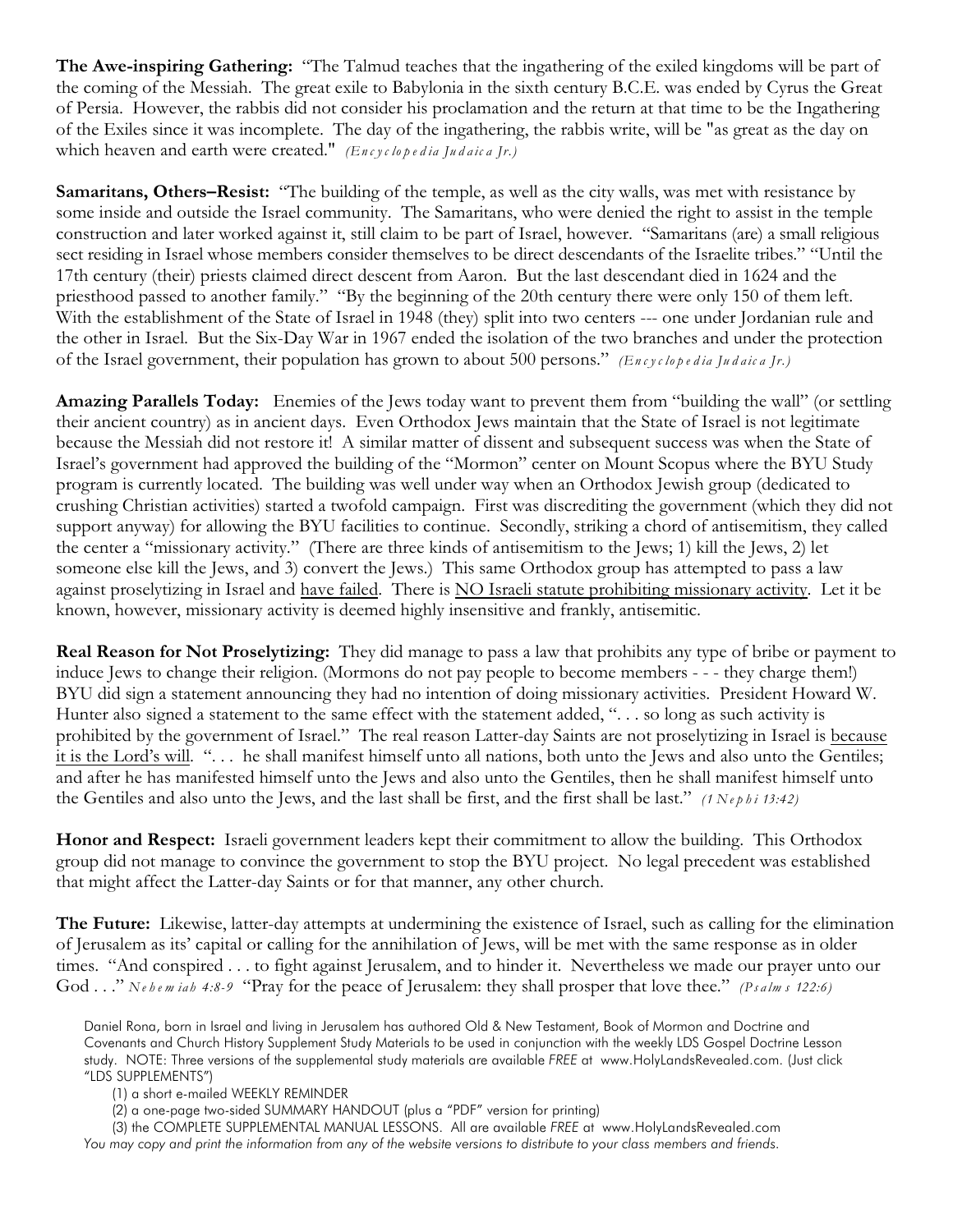**The Awe-inspiring Gathering:** "The Talmud teaches that the ingathering of the exiled kingdoms will be part of the coming of the Messiah. The great exile to Babylonia in the sixth century B.C.E. was ended by Cyrus the Great of Persia. However, the rabbis did not consider his proclamation and the return at that time to be the Ingathering of the Exiles since it was incomplete. The day of the ingathering, the rabbis write, will be "as great as the day on which heaven and earth were created." *(Encyclopedia Judaica Jr.)*

**Samaritans, Others–Resist:** "The building of the temple, as well as the city walls, was met with resistance by some inside and outside the Israel community. The Samaritans, who were denied the right to assist in the temple construction and later worked against it, still claim to be part of Israel, however. "Samaritans (are) a small religious sect residing in Israel whose members consider themselves to be direct descendants of the Israelite tribes." "Until the 17th century (their) priests claimed direct descent from Aaron. But the last descendant died in 1624 and the priesthood passed to another family." "By the beginning of the 20th century there were only 150 of them left. With the establishment of the State of Israel in 1948 (they) split into two centers --- one under Jordanian rule and the other in Israel. But the Six-Day War in 1967 ended the isolation of the two branches and under the protection of the Israel government, their population has grown to about 500 persons." *(Encyclopedia Judaica Jr.)*

**Amazing Parallels Today:** Enemies of the Jews today want to prevent them from "building the wall" (or settling their ancient country) as in ancient days. Even Orthodox Jews maintain that the State of Israel is not legitimate because the Messiah did not restore it! A similar matter of dissent and subsequent success was when the State of Israel's government had approved the building of the "Mormon" center on Mount Scopus where the BYU Study program is currently located. The building was well under way when an Orthodox Jewish group (dedicated to crushing Christian activities) started a twofold campaign. First was discrediting the government (which they did not support anyway) for allowing the BYU facilities to continue. Secondly, striking a chord of antisemitism, they called the center a "missionary activity." (There are three kinds of antisemitism to the Jews; 1) kill the Jews, 2) let someone else kill the Jews, and 3) convert the Jews.) This same Orthodox group has attempted to pass a law against proselytizing in Israel and have failed. There is NO Israeli statute prohibiting missionary activity. Let it be known, however, missionary activity is deemed highly insensitive and frankly, antisemitic.

**Real Reason for Not Proselytizing:** They did manage to pass a law that prohibits any type of bribe or payment to induce Jews to change their religion. (Mormons do not pay people to become members - - - they charge them!) BYU did sign a statement announcing they had no intention of doing missionary activities. President Howard W. Hunter also signed a statement to the same effect with the statement added, ". . . so long as such activity is prohibited by the government of Israel." The real reason Latter-day Saints are not proselytizing in Israel is because it is the Lord's will. ". . . he shall manifest himself unto all nations, both unto the Jews and also unto the Gentiles; and after he has manifested himself unto the Jews and also unto the Gentiles, then he shall manifest himself unto the Gentiles and also unto the Jews, and the last shall be first, and the first shall be last." *(1 Nephi 13:42)*

**Honor and Respect:** Israeli government leaders kept their commitment to allow the building. This Orthodox group did not manage to convince the government to stop the BYU project. No legal precedent was established that might affect the Latter-day Saints or for that manner, any other church.

**The Future:** Likewise, latter-day attempts at undermining the existence of Israel, such as calling for the elimination of Jerusalem as its' capital or calling for the annihilation of Jews, will be met with the same response as in older times. "And conspired . . . to fight against Jerusalem, and to hinder it. Nevertheless we made our prayer unto our God . . ." *Nehemiah 4:8-9* "Pray for the peace of Jerusalem: they shall prosper that love thee." *(Psalms 122:6)*

Daniel Rona, born in Israel and living in Jerusalem has authored Old & New Testament, Book of Mormon and Doctrine and Covenants and Church History Supplement Study Materials to be used in conjunction with the weekly LDS Gospel Doctrine Lesson study. NOTE: Three versions of the supplemental study materials are available *FREE* at www.HolyLandsRevealed.com. (Just click "LDS SUPPLEMENTS")

(1) a short e-mailed WEEKLY REMINDER
(2) a one-page two-sided SUMMARY HANDOUT (plus a "PDF" version for printing)
(3) the COMPLETE SUPPLEMENTAL MANUAL LESSONS. All are available *FREE* at www.HolyLandsRevealed.com

*You may copy and print the information from any of the website versions to distribute to your class members and friends.*